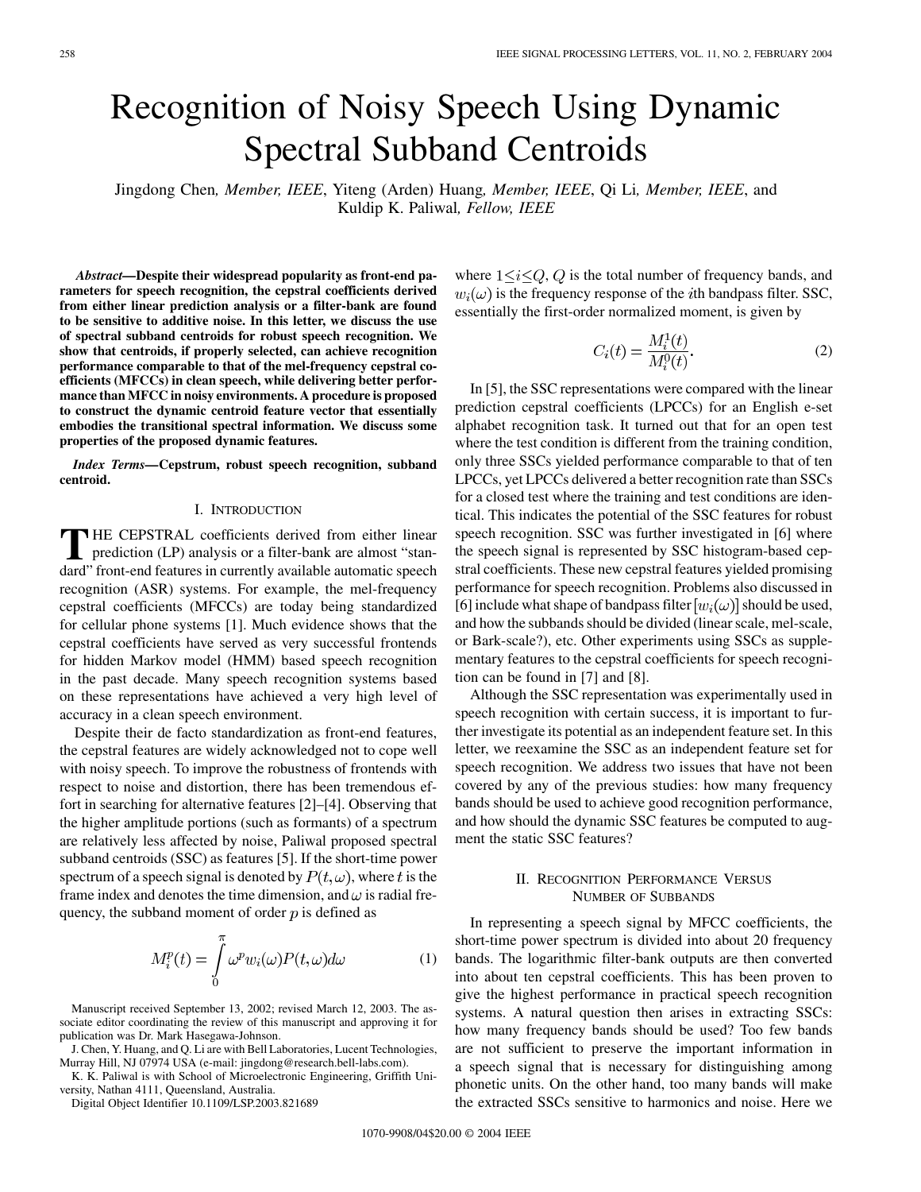# Recognition of Noisy Speech Using Dynamic Spectral Subband Centroids

Jingdong Chen, *Member, IEEE*, Yiteng (Arden) Huang, *Member, IEEE*, Qi Li, *Member, IEEE*, and Kuldip K. Paliwal, *Fellow, IEEE*

***Abstract*—Despite their widespread popularity as front-end parameters for speech recognition, the cepstral coefficients derived from either linear prediction analysis or a filter-bank are found to be sensitive to additive noise. In this letter, we discuss the use of spectral subband centroids for robust speech recognition. We show that centroids, if properly selected, can achieve recognition performance comparable to that of the mel-frequency cepstral coefficients (MFCCs) in clean speech, while delivering better performance than MFCC in noisy environments. A procedure is proposed to construct the dynamic centroid feature vector that essentially embodies the transitional spectral information. We discuss some properties of the proposed dynamic features.**

***Index Terms*—Cepstrum, robust speech recognition, subband centroid.**

## I. Introduction

The cepstral coefficients derived from either linear prediction (LP) analysis or a filter-bank are almost "standard" front-end features in currently available automatic speech recognition (ASR) systems. For example, the mel-frequency cepstral coefficients (MFCCs) are today being standardized for cellular phone systems [1]. Much evidence shows that the cepstral coefficients have served as very successful frontends for hidden Markov model (HMM) based speech recognition in the past decade. Many speech recognition systems based on these representations have achieved a very high level of accuracy in a clean speech environment.

Despite their de facto standardization as front-end features, the cepstral features are widely acknowledged not to cope well with noisy speech. To improve the robustness of frontends with respect to noise and distortion, there has been tremendous effort in searching for alternative features [2]–[4]. Observing that the higher amplitude portions (such as formants) of a spectrum are relatively less affected by noise, Paliwal proposed spectral subband centroids (SSC) as features [5]. If the short-time power spectrum of a speech signal is denoted by $P(t,\omega)$, where $t$ is the frame index and denotes the time dimension, and $\omega$ is radial frequency, the subband moment of order $p$ is defined as

$$M_i^p(t) = \int_0^{\pi} \omega^p w_i(\omega) P(t,\omega) d\omega \tag{1}$$

where $1 \leq i \leq Q$, $Q$ is the total number of frequency bands, and $w_i(\omega)$ is the frequency response of the $i$th bandpass filter. SSC, essentially the first-order normalized moment, is given by

$$C_i(t) = \frac{M_i^1(t)}{M_i^0(t)}. \tag{2}$$

In [5], the SSC representations were compared with the linear prediction cepstral coefficients (LPCCs) for an English e-set alphabet recognition task. It turned out that for an open test where the test condition is different from the training condition, only three SSCs yielded performance comparable to that of ten LPCCs, yet LPCCs delivered a better recognition rate than SSCs for a closed test where the training and test conditions are identical. This indicates the potential of the SSC features for robust speech recognition. SSC was further investigated in [6] where the speech signal is represented by SSC histogram-based cepstral coefficients. These new cepstral features yielded promising performance for speech recognition. Problems also discussed in [6] include what shape of bandpass filter $[w_i(\omega)]$ should be used, and how the subbands should be divided (linear scale, mel-scale, or Bark-scale?), etc. Other experiments using SSCs as supplementary features to the cepstral coefficients for speech recognition can be found in [7] and [8].

Although the SSC representation was experimentally used in speech recognition with certain success, it is important to further investigate its potential as an independent feature set. In this letter, we reexamine the SSC as an independent feature set for speech recognition. We address two issues that have not been covered by any of the previous studies: how many frequency bands should be used to achieve good recognition performance, and how should the dynamic SSC features be computed to augment the static SSC features?

## II. Recognition Performance Versus Number of Subbands

In representing a speech signal by MFCC coefficients, the short-time power spectrum is divided into about 20 frequency bands. The logarithmic filter-bank outputs are then converted into about ten cepstral coefficients. This has been proven to give the highest performance in practical speech recognition systems. A natural question then arises in extracting SSCs: how many frequency bands should be used? Too few bands are not sufficient to preserve the important information in a speech signal that is necessary for distinguishing among phonetic units. On the other hand, too many bands will make the extracted SSCs sensitive to harmonics and noise. Here we

Manuscript received September 13, 2002; revised March 12, 2003. The associate editor coordinating the review of this manuscript and approving it for publication was Dr. Mark Hasegawa-Johnson.

J. Chen, Y. Huang, and Q. Li are with Bell Laboratories, Lucent Technologies, Murray Hill, NJ 07974 USA (e-mail: jingdong@research.bell-labs.com).

K. K. Paliwal is with School of Microelectronic Engineering, Griffith University, Nathan 4111, Queensland, Australia.

Digital Object Identifier 10.1109/LSP.2003.821689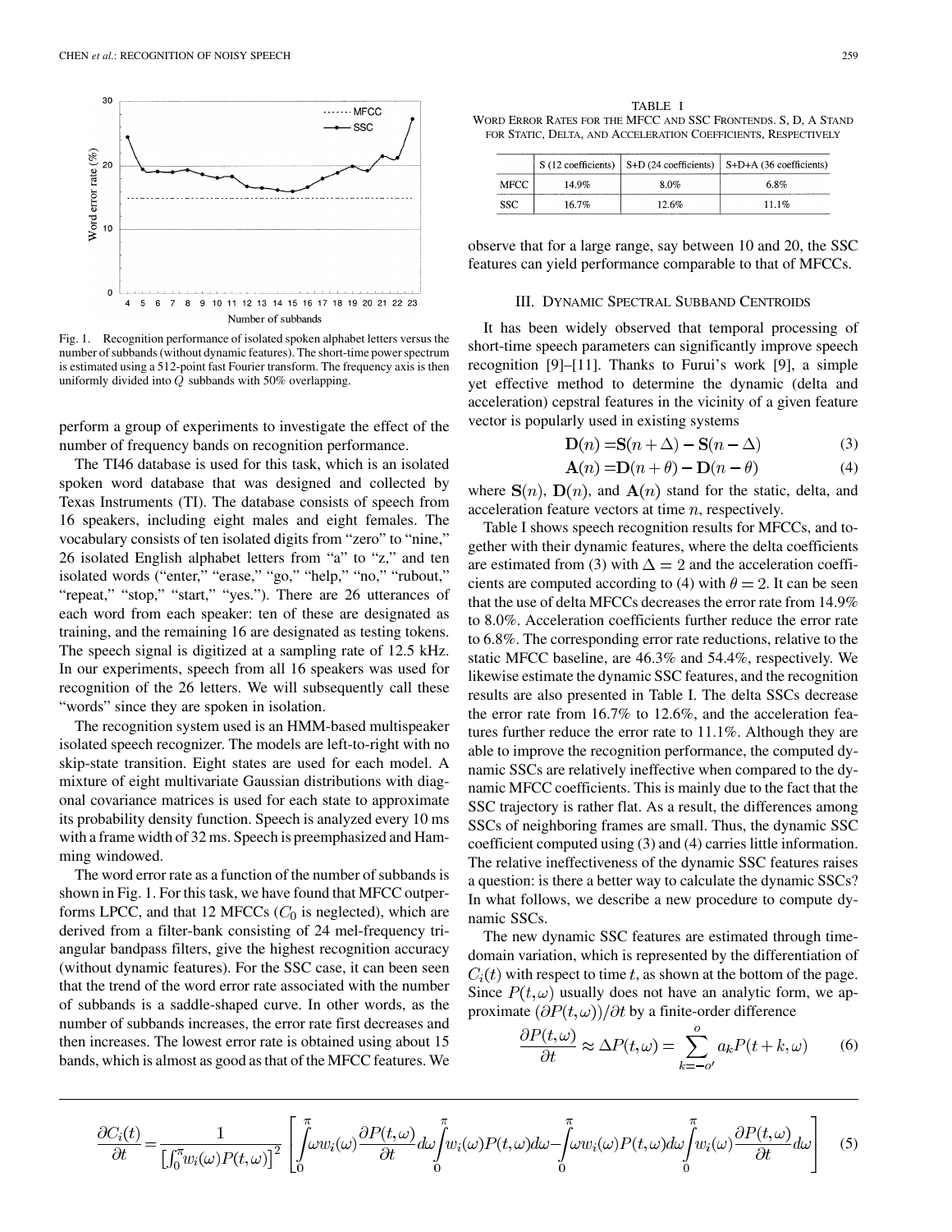Fig. 1. Recognition performance of isolated spoken alphabet letters versus the number of subbands (without dynamic features). The short-time power spectrum is estimated using a 512-point fast Fourier transform. The frequency axis is then uniformly divided into $Q$ subbands with 50% overlapping.

perform a group of experiments to investigate the effect of the number of frequency bands on recognition performance.

The TI46 database is used for this task, which is an isolated spoken word database that was designed and collected by Texas Instruments (TI). The database consists of speech from 16 speakers, including eight males and eight females. The vocabulary consists of ten isolated digits from "zero" to "nine," 26 isolated English alphabet letters from "a" to "z," and ten isolated words ("enter," "erase," "go," "help," "no," "rubout," "repeat," "stop," "start," "yes."). There are 26 utterances of each word from each speaker: ten of these are designated as training, and the remaining 16 are designated as testing tokens. The speech signal is digitized at a sampling rate of 12.5 kHz. In our experiments, speech from all 16 speakers was used for recognition of the 26 letters. We will subsequently call these "words" since they are spoken in isolation.

The recognition system used is an HMM-based multispeaker isolated speech recognizer. The models are left-to-right with no skip-state transition. Eight states are used for each model. A mixture of eight multivariate Gaussian distributions with diagonal covariance matrices is used for each state to approximate its probability density function. Speech is analyzed every 10 ms with a frame width of 32 ms. Speech is preemphasized and Hamming windowed.

The word error rate as a function of the number of subbands is shown in Fig. 1. For this task, we have found that MFCC outperforms LPCC, and that 12 MFCCs ($C_0$ is neglected), which are derived from a filter-bank consisting of 24 mel-frequency triangular bandpass filters, give the highest recognition accuracy (without dynamic features). For the SSC case, it can been seen that the trend of the word error rate associated with the number of subbands is a saddle-shaped curve. In other words, as the number of subbands increases, the error rate first decreases and then increases. The lowest error rate is obtained using about 15 bands, which is almost as good as that of the MFCC features. We observe that for a large range, say between 10 and 20, the SSC features can yield performance comparable to that of MFCCs.

TABLE I
WORD ERROR RATES FOR THE MFCC AND SSC FRONTENDS. S, D, A STAND FOR STATIC, DELTA, AND ACCELERATION COEFFICIENTS, RESPECTIVELY

| | S (12 coefficients) | S+D (24 coefficients) | S+D+A (36 coefficients) |
|---|---|---|---|
| MFCC | 14.9% | 8.0% | 6.8% |
| SSC | 16.7% | 12.6% | 11.1% |

## III. Dynamic Spectral Subband Centroids

It has been widely observed that temporal processing of short-time speech parameters can significantly improve speech recognition [9]–[11]. Thanks to Furui's work [9], a simple yet effective method to determine the dynamic (delta and acceleration) cepstral features in the vicinity of a given feature vector is popularly used in existing systems

$$\mathbf{D}(n) = \mathbf{S}(n+\Delta) - \mathbf{S}(n-\Delta) \tag{3}$$

$$\mathbf{A}(n) = \mathbf{D}(n+\theta) - \mathbf{D}(n-\theta) \tag{4}$$

where $\mathbf{S}(n)$, $\mathbf{D}(n)$, and $\mathbf{A}(n)$ stand for the static, delta, and acceleration feature vectors at time $n$, respectively.

Table I shows speech recognition results for MFCCs, and together with their dynamic features, where the delta coefficients are estimated from (3) with $\Delta = 2$ and the acceleration coefficients are computed according to (4) with $\theta = 2$. It can be seen that the use of delta MFCCs decreases the error rate from 14.9% to 8.0%. Acceleration coefficients further reduce the error rate to 6.8%. The corresponding error rate reductions, relative to the static MFCC baseline, are 46.3% and 54.4%, respectively. We likewise estimate the dynamic SSC features, and the recognition results are also presented in Table I. The delta SSCs decrease the error rate from 16.7% to 12.6%, and the acceleration features further reduce the error rate to 11.1%. Although they are able to improve the recognition performance, the computed dynamic SSCs are relatively ineffective when compared to the dynamic MFCC coefficients. This is mainly due to the fact that the SSC trajectory is rather flat. As a result, the differences among SSCs of neighboring frames are small. Thus, the dynamic SSC coefficient computed using (3) and (4) carries little information. The relative ineffectiveness of the dynamic SSC features raises a question: is there a better way to calculate the dynamic SSCs? In what follows, we describe a new procedure to compute dynamic SSCs.

The new dynamic SSC features are estimated through time-domain variation, which is represented by the differentiation of $C_i(t)$ with respect to time $t$, as shown at the bottom of the page. Since $P(t,\omega)$ usually does not have an analytic form, we approximate $(\partial P(t,\omega))/\partial t$ by a finite-order difference

$$\frac{\partial P(t,\omega)}{\partial t} \approx \Delta P(t,\omega) = \sum_{k=-o'}^{o} a_k P(t+k,\omega) \tag{6}$$

$$\frac{\partial C_i(t)}{\partial t} = \frac{1}{\left[\int_0^{\pi} w_i(\omega)P(t,\omega)\right]^2}\left[\int_0^{\pi}\omega w_i(\omega)\frac{\partial P(t,\omega)}{\partial t}d\omega\int_0^{\pi}w_i(\omega)P(t,\omega)d\omega - \int_0^{\pi}\omega w_i(\omega)P(t,\omega)d\omega\int_0^{\pi}w_i(\omega)\frac{\partial P(t,\omega)}{\partial t}d\omega\right] \tag{5}$$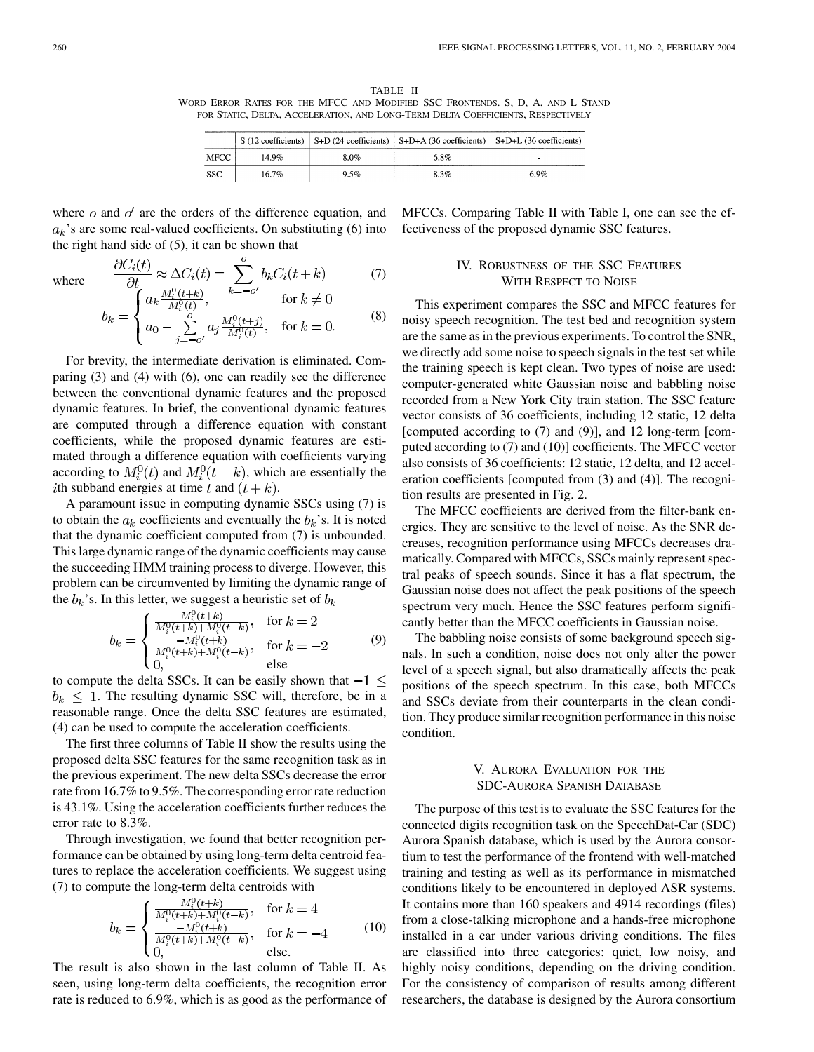TABLE II
WORD ERROR RATES FOR THE MFCC AND MODIFIED SSC FRONTENDS. S, D, A, AND L STAND FOR STATIC, DELTA, ACCELERATION, AND LONG-TERM DELTA COEFFICIENTS, RESPECTIVELY

| | S (12 coefficients) | S+D (24 coefficients) | S+D+A (36 coefficients) | S+D+L (36 coefficients) |
|---|---|---|---|---|
| MFCC | 14.9% | 8.0% | 6.8% | - |
| SSC | 16.7% | 9.5% | 8.3% | 6.9% |

where $o$ and $o'$ are the orders of the difference equation, and $a_k$'s are some real-valued coefficients. On substituting (6) into the right hand side of (5), it can be shown that

$$\frac{\partial C_i(t)}{\partial t} \approx \Delta C_i(t) = \sum_{k=-o'}^{o} b_k C_i(t+k) \tag{7}$$

where

$$b_k = \begin{cases} a_k \frac{M_i^0(t+k)}{M_i^0(t)}, & \text{for } k \neq 0 \\ a_0 - \sum_{j=-o'}^{o} a_j \frac{M_i^0(t+j)}{M_i^0(t)}, & \text{for } k = 0. \end{cases} \tag{8}$$

For brevity, the intermediate derivation is eliminated. Comparing (3) and (4) with (6), one can readily see the difference between the conventional dynamic features and the proposed dynamic features. In brief, the conventional dynamic features are computed through a difference equation with constant coefficients, while the proposed dynamic features are estimated through a difference equation with coefficients varying according to $M_i^0(t)$ and $M_i^0(t+k)$, which are essentially the $i$th subband energies at time $t$ and $(t+k)$.

A paramount issue in computing dynamic SSCs using (7) is to obtain the $a_k$ coefficients and eventually the $b_k$'s. It is noted that the dynamic coefficient computed from (7) is unbounded. This large dynamic range of the dynamic coefficients may cause the succeeding HMM training process to diverge. However, this problem can be circumvented by limiting the dynamic range of the $b_k$'s. In this letter, we suggest a heuristic set of $b_k$

$$b_k = \begin{cases} \frac{M_i^0(t+k)}{M_i^0(t+k)+M_i^0(t-k)}, & \text{for } k = 2 \\ \frac{-M_i^0(t+k)}{M_i^0(t+k)+M_i^0(t-k)}, & \text{for } k = -2 \\ 0, & \text{else} \end{cases} \tag{9}$$

to compute the delta SSCs. It can be easily shown that $-1 \leq b_k \leq 1$. The resulting dynamic SSC will, therefore, be in a reasonable range. Once the delta SSC features are estimated, (4) can be used to compute the acceleration coefficients.

The first three columns of Table II show the results using the proposed delta SSC features for the same recognition task as in the previous experiment. The new delta SSCs decrease the error rate from 16.7% to 9.5%. The corresponding error rate reduction is 43.1%. Using the acceleration coefficients further reduces the error rate to 8.3%.

Through investigation, we found that better recognition performance can be obtained by using long-term delta centroid features to replace the acceleration coefficients. We suggest using (7) to compute the long-term delta centroids with

$$b_k = \begin{cases} \frac{M_i^0(t+k)}{M_i^0(t+k)+M_i^0(t-k)}, & \text{for } k = 4 \\ \frac{-M_i^0(t+k)}{M_i^0(t+k)+M_i^0(t-k)}, & \text{for } k = -4 \\ 0, & \text{else.} \end{cases} \tag{10}$$

The result is also shown in the last column of Table II. As seen, using long-term delta coefficients, the recognition error rate is reduced to 6.9%, which is as good as the performance of MFCCs. Comparing Table II with Table I, one can see the effectiveness of the proposed dynamic SSC features.

## IV. ROBUSTNESS OF THE SSC FEATURES WITH RESPECT TO NOISE

This experiment compares the SSC and MFCC features for noisy speech recognition. The test bed and recognition system are the same as in the previous experiments. To control the SNR, we directly add some noise to speech signals in the test set while the training speech is kept clean. Two types of noise are used: computer-generated white Gaussian noise and babbling noise recorded from a New York City train station. The SSC feature vector consists of 36 coefficients, including 12 static, 12 delta [computed according to (7) and (9)], and 12 long-term [computed according to (7) and (10)] coefficients. The MFCC vector also consists of 36 coefficients: 12 static, 12 delta, and 12 acceleration coefficients [computed from (3) and (4)]. The recognition results are presented in Fig. 2.

The MFCC coefficients are derived from the filter-bank energies. They are sensitive to the level of noise. As the SNR decreases, recognition performance using MFCCs decreases dramatically. Compared with MFCCs, SSCs mainly represent spectral peaks of speech sounds. Since it has a flat spectrum, the Gaussian noise does not affect the peak positions of the speech spectrum very much. Hence the SSC features perform significantly better than the MFCC coefficients in Gaussian noise.

The babbling noise consists of some background speech signals. In such a condition, noise does not only alter the power level of a speech signal, but also dramatically affects the peak positions of the speech spectrum. In this case, both MFCCs and SSCs deviate from their counterparts in the clean condition. They produce similar recognition performance in this noise condition.

## V. AURORA EVALUATION FOR THE SDC-AURORA SPANISH DATABASE

The purpose of this test is to evaluate the SSC features for the connected digits recognition task on the SpeechDat-Car (SDC) Aurora Spanish database, which is used by the Aurora consortium to test the performance of the frontend with well-matched training and testing as well as its performance in mismatched conditions likely to be encountered in deployed ASR systems. It contains more than 160 speakers and 4914 recordings (files) from a close-talking microphone and a hands-free microphone installed in a car under various driving conditions. The files are classified into three categories: quiet, low noisy, and highly noisy conditions, depending on the driving condition. For the consistency of comparison of results among different researchers, the database is designed by the Aurora consortium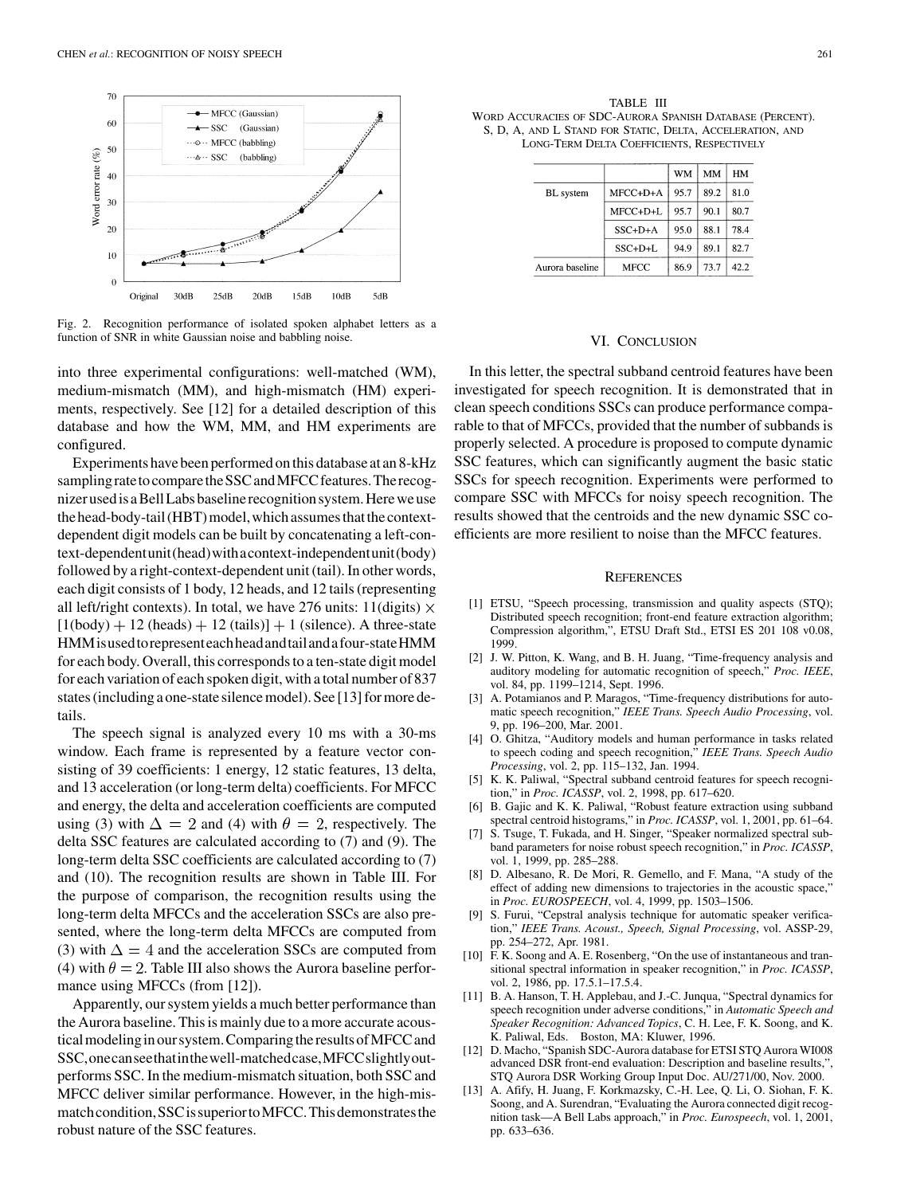70
60
50
40
30
20
10
0

Word error rate (%)

MFCC (Gaussian)
SSC (Gaussian)
MFCC (babbling)
SSC (babbling)

Original 30dB 25dB 20dB 15dB 10dB 5dB

Fig. 2. Recognition performance of isolated spoken alphabet letters as a function of SNR in white Gaussian noise and babbling noise.

into three experimental configurations: well-matched (WM), medium-mismatch (MM), and high-mismatch (HM) experiments, respectively. See [12] for a detailed description of this database and how the WM, MM, and HM experiments are configured.

Experiments have been performed on this database at an 8-kHz sampling rate to compare the SSC and MFCC features. The recognizer used is a Bell Labs baseline recognition system. Here we use the head-body-tail (HBT) model, which assumes that the context-dependent digit models can be built by concatenating a left-context-dependent unit (head) with a context-independent unit (body) followed by a right-context-dependent unit (tail). In other words, each digit consists of 1 body, 12 heads, and 12 tails (representing all left/right contexts). In total, we have 276 units: 11(digits) $\times$ [1(body) + 12 (heads) + 12 (tails)] + 1 (silence). A three-state HMM is used to represent each head and tail and a four-state HMM for each body. Overall, this corresponds to a ten-state digit model for each variation of each spoken digit, with a total number of 837 states (including a one-state silence model). See [13] for more details.

The speech signal is analyzed every 10 ms with a 30-ms window. Each frame is represented by a feature vector consisting of 39 coefficients: 1 energy, 12 static features, 13 delta, and 13 acceleration (or long-term delta) coefficients. For MFCC and energy, the delta and acceleration coefficients are computed using (3) with $\Delta = 2$ and (4) with $\theta = 2$, respectively. The delta SSC features are calculated according to (7) and (9). The long-term delta SSC coefficients are calculated according to (7) and (10). The recognition results are shown in Table III. For the purpose of comparison, the recognition results using the long-term delta MFCCs and the acceleration SSCs are also presented, where the long-term delta MFCCs are computed from (3) with $\Delta = 4$ and the acceleration SSCs are computed from (4) with $\theta = 2$. Table III also shows the Aurora baseline performance using MFCCs (from [12]).

Apparently, our system yields a much better performance than the Aurora baseline. This is mainly due to a more accurate acoustical modeling in our system. Comparing the results of MFCC and SSC, one can see that in the well-matched case, MFCC slightly outperforms SSC. In the medium-mismatch situation, both SSC and MFCC deliver similar performance. However, in the high-mismatch condition, SSC is superior to MFCC. This demonstrates the robust nature of the SSC features.

TABLE III
WORD ACCURACIES OF SDC-AURORA SPANISH DATABASE (PERCENT). S, D, A, AND L STAND FOR STATIC, DELTA, ACCELERATION, AND LONG-TERM DELTA COEFFICIENTS, RESPECTIVELY

| | | WM | MM | HM |
|---|---|---|---|---|
| BL system | MFCC+D+A | 95.7 | 89.2 | 81.0 |
| | MFCC+D+L | 95.7 | 90.1 | 80.7 |
| | SSC+D+A | 95.0 | 88.1 | 78.4 |
| | SSC+D+L | 94.9 | 89.1 | 82.7 |
| Aurora baseline | MFCC | 86.9 | 73.7 | 42.2 |

## VI. CONCLUSION

In this letter, the spectral subband centroid features have been investigated for speech recognition. It is demonstrated that in clean speech conditions SSCs can produce performance comparable to that of MFCCs, provided that the number of subbands is properly selected. A procedure is proposed to compute dynamic SSC features, which can significantly augment the basic static SSCs for speech recognition. Experiments were performed to compare SSC with MFCCs for noisy speech recognition. The results showed that the centroids and the new dynamic SSC coefficients are more resilient to noise than the MFCC features.

## REFERENCES

[1] ETSU, "Speech processing, transmission and quality aspects (STQ); Distributed speech recognition; front-end feature extraction algorithm; Compression algorithm,", ETSU Draft Std., ETSI ES 201 108 v0.08, 1999.

[2] J. W. Pitton, K. Wang, and B. H. Juang, "Time-frequency analysis and auditory modeling for automatic recognition of speech," *Proc. IEEE*, vol. 84, pp. 1199–1214, Sept. 1996.

[3] A. Potamianos and P. Maragos, "Time-frequency distributions for automatic speech recognition," *IEEE Trans. Speech Audio Processing*, vol. 9, pp. 196–200, Mar. 2001.

[4] O. Ghitza, "Auditory models and human performance in tasks related to speech coding and speech recognition," *IEEE Trans. Speech Audio Processing*, vol. 2, pp. 115–132, Jan. 1994.

[5] K. K. Paliwal, "Spectral subband centroid features for speech recognition," in *Proc. ICASSP*, vol. 2, 1998, pp. 617–620.

[6] B. Gajic and K. K. Paliwal, "Robust feature extraction using subband spectral centroid histograms," in *Proc. ICASSP*, vol. 1, 2001, pp. 61–64.

[7] S. Tsuge, T. Fukada, and H. Singer, "Speaker normalized spectral subband parameters for noise robust speech recognition," in *Proc. ICASSP*, vol. 1, 1999, pp. 285–288.

[8] D. Albesano, R. De Mori, R. Gemello, and F. Mana, "A study of the effect of adding new dimensions to trajectories in the acoustic space," in *Proc. EUROSPEECH*, vol. 4, 1999, pp. 1503–1506.

[9] S. Furui, "Cepstral analysis technique for automatic speaker verification," *IEEE Trans. Acoust., Speech, Signal Processing*, vol. ASSP-29, pp. 254–272, Apr. 1981.

[10] F. K. Soong and A. E. Rosenberg, "On the use of instantaneous and transitional spectral information in speaker recognition," in *Proc. ICASSP*, vol. 2, 1986, pp. 17.5.1–17.5.4.

[11] B. A. Hanson, T. H. Applebau, and J.-C. Junqua, "Spectral dynamics for speech recognition under adverse conditions," in *Automatic Speech and Speaker Recognition: Advanced Topics*, C. H. Lee, F. K. Soong, and K. K. Paliwal, Eds. Boston, MA: Kluwer, 1996.

[12] D. Macho, "Spanish SDC-Aurora database for ETSI STQ Aurora WI008 advanced DSR front-end evaluation: Description and baseline results,", STQ Aurora DSR Working Group Input Doc. AU/271/00, Nov. 2000.

[13] A. Afify, H. Juang, F. Korkmazsky, C.-H. Lee, Q. Li, O. Siohan, F. K. Soong, and A. Surendran, "Evaluating the Aurora connected digit recognition task—A Bell Labs approach," in *Proc. Eurospeech*, vol. 1, 2001, pp. 633–636.